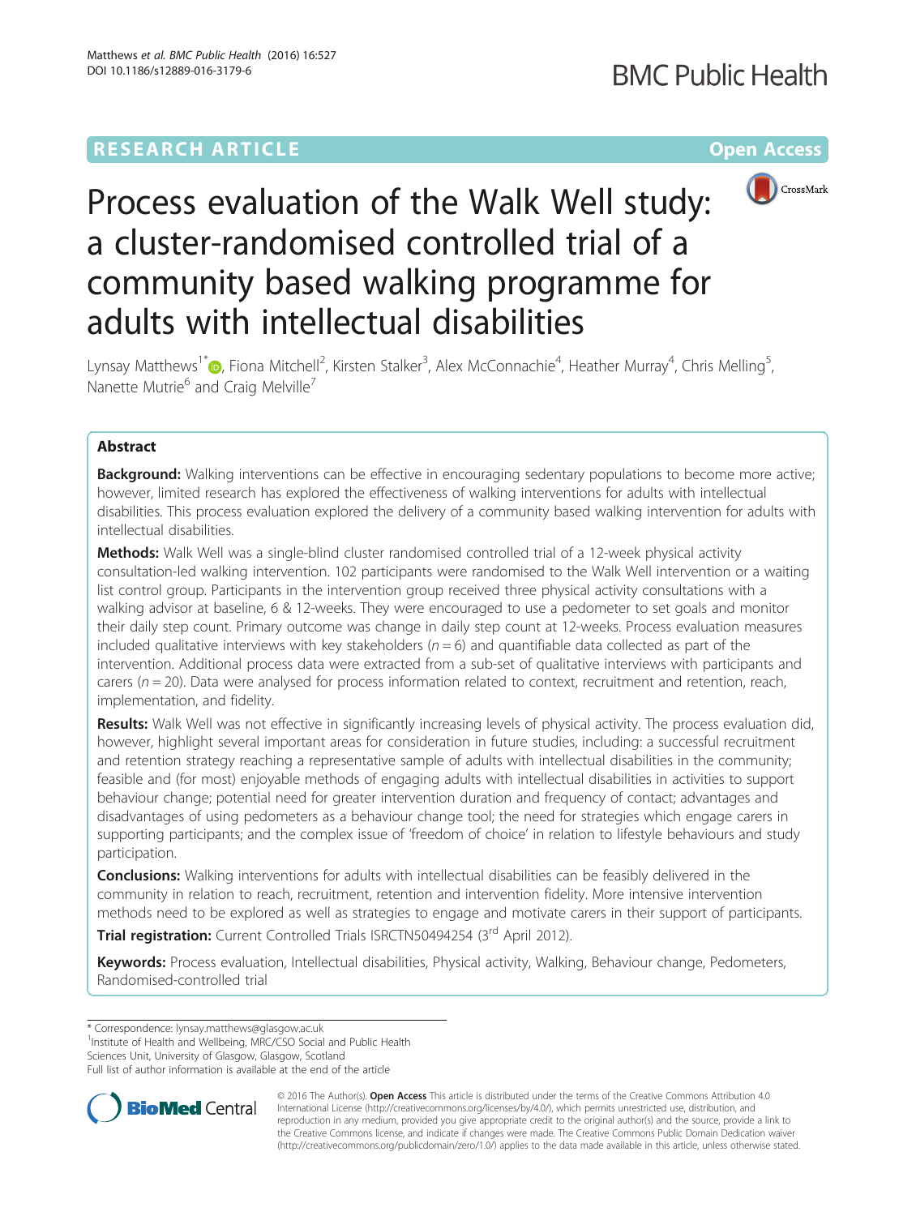RESEARCH ARTICLE

Open Access

# Process evaluation of the Walk Well study: a cluster-randomised controlled trial of a community based walking programme for adults with intellectual disabilities

Lynsay Matthews[1*], Fiona Mitchell[2], Kirsten Stalker[3], Alex McConnachie[4], Heather Murray[4], Chris Melling[5], Nanette Mutrie[6] and Craig Melville[7]

## Abstract

**Background:** Walking interventions can be effective in encouraging sedentary populations to become more active; however, limited research has explored the effectiveness of walking interventions for adults with intellectual disabilities. This process evaluation explored the delivery of a community based walking intervention for adults with intellectual disabilities.

**Methods:** Walk Well was a single-blind cluster randomised controlled trial of a 12-week physical activity consultation-led walking intervention. 102 participants were randomised to the Walk Well intervention or a waiting list control group. Participants in the intervention group received three physical activity consultations with a walking advisor at baseline, 6 & 12-weeks. They were encouraged to use a pedometer to set goals and monitor their daily step count. Primary outcome was change in daily step count at 12-weeks. Process evaluation measures included qualitative interviews with key stakeholders ($n = 6$) and quantifiable data collected as part of the intervention. Additional process data were extracted from a sub-set of qualitative interviews with participants and carers ($n = 20$). Data were analysed for process information related to context, recruitment and retention, reach, implementation, and fidelity.

**Results:** Walk Well was not effective in significantly increasing levels of physical activity. The process evaluation did, however, highlight several important areas for consideration in future studies, including: a successful recruitment and retention strategy reaching a representative sample of adults with intellectual disabilities in the community; feasible and (for most) enjoyable methods of engaging adults with intellectual disabilities in activities to support behaviour change; potential need for greater intervention duration and frequency of contact; advantages and disadvantages of using pedometers as a behaviour change tool; the need for strategies which engage carers in supporting participants; and the complex issue of 'freedom of choice' in relation to lifestyle behaviours and study participation.

**Conclusions:** Walking interventions for adults with intellectual disabilities can be feasibly delivered in the community in relation to reach, recruitment, retention and intervention fidelity. More intensive intervention methods need to be explored as well as strategies to engage and motivate carers in their support of participants.

**Trial registration:** Current Controlled Trials ISRCTN50494254 (3rd April 2012).

**Keywords:** Process evaluation, Intellectual disabilities, Physical activity, Walking, Behaviour change, Pedometers, Randomised-controlled trial

* Correspondence: lynsay.matthews@glasgow.ac.uk
[1]Institute of Health and Wellbeing, MRC/CSO Social and Public Health Sciences Unit, University of Glasgow, Glasgow, Scotland
Full list of author information is available at the end of the article

© 2016 The Author(s). **Open Access** This article is distributed under the terms of the Creative Commons Attribution 4.0 International License (http://creativecommons.org/licenses/by/4.0/), which permits unrestricted use, distribution, and reproduction in any medium, provided you give appropriate credit to the original author(s) and the source, provide a link to the Creative Commons license, and indicate if changes were made. The Creative Commons Public Domain Dedication waiver (http://creativecommons.org/publicdomain/zero/1.0/) applies to the data made available in this article, unless otherwise stated.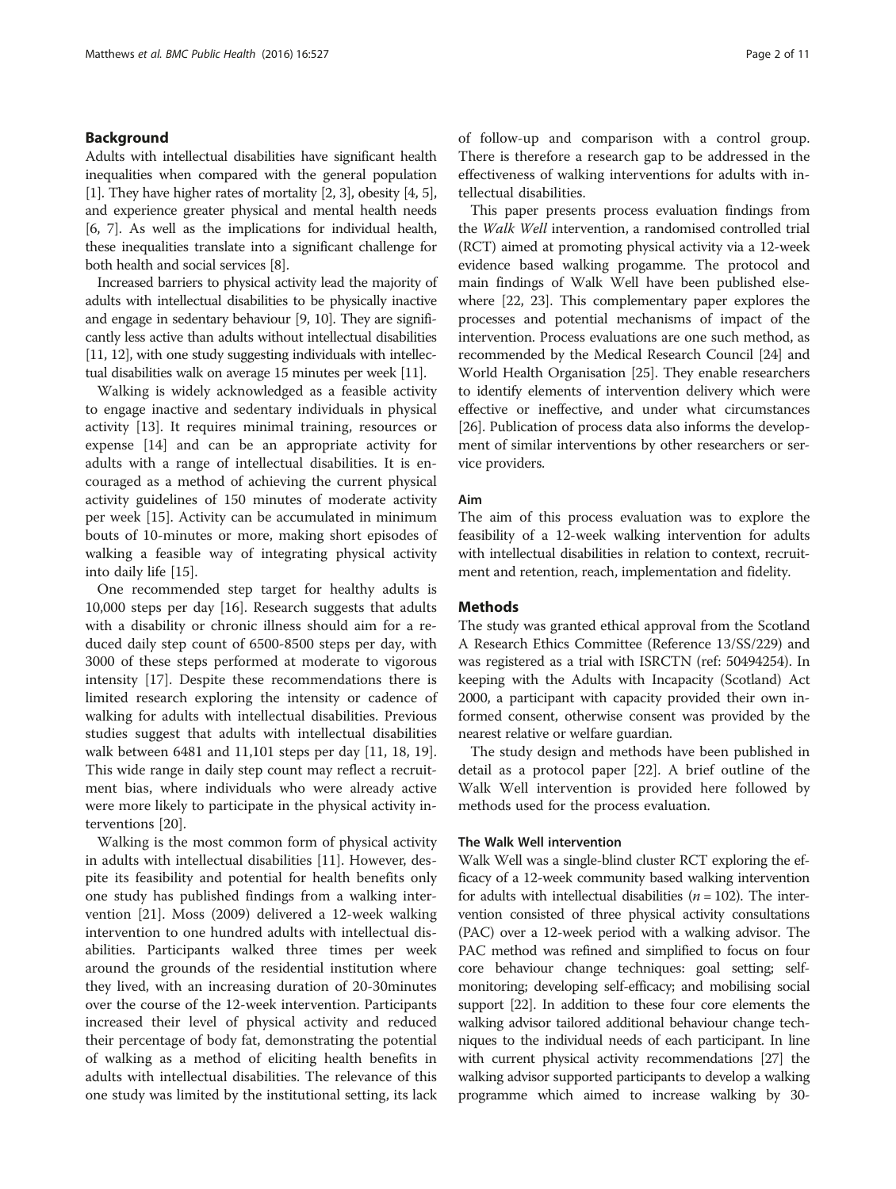## Background

Adults with intellectual disabilities have significant health inequalities when compared with the general population [1]. They have higher rates of mortality [2, 3], obesity [4, 5], and experience greater physical and mental health needs [6, 7]. As well as the implications for individual health, these inequalities translate into a significant challenge for both health and social services [8].

Increased barriers to physical activity lead the majority of adults with intellectual disabilities to be physically inactive and engage in sedentary behaviour [9, 10]. They are significantly less active than adults without intellectual disabilities [11, 12], with one study suggesting individuals with intellectual disabilities walk on average 15 minutes per week [11].

Walking is widely acknowledged as a feasible activity to engage inactive and sedentary individuals in physical activity [13]. It requires minimal training, resources or expense [14] and can be an appropriate activity for adults with a range of intellectual disabilities. It is encouraged as a method of achieving the current physical activity guidelines of 150 minutes of moderate activity per week [15]. Activity can be accumulated in minimum bouts of 10-minutes or more, making short episodes of walking a feasible way of integrating physical activity into daily life [15].

One recommended step target for healthy adults is 10,000 steps per day [16]. Research suggests that adults with a disability or chronic illness should aim for a reduced daily step count of 6500-8500 steps per day, with 3000 of these steps performed at moderate to vigorous intensity [17]. Despite these recommendations there is limited research exploring the intensity or cadence of walking for adults with intellectual disabilities. Previous studies suggest that adults with intellectual disabilities walk between 6481 and 11,101 steps per day [11, 18, 19]. This wide range in daily step count may reflect a recruitment bias, where individuals who were already active were more likely to participate in the physical activity interventions [20].

Walking is the most common form of physical activity in adults with intellectual disabilities [11]. However, despite its feasibility and potential for health benefits only one study has published findings from a walking intervention [21]. Moss (2009) delivered a 12-week walking intervention to one hundred adults with intellectual disabilities. Participants walked three times per week around the grounds of the residential institution where they lived, with an increasing duration of 20-30minutes over the course of the 12-week intervention. Participants increased their level of physical activity and reduced their percentage of body fat, demonstrating the potential of walking as a method of eliciting health benefits in adults with intellectual disabilities. The relevance of this one study was limited by the institutional setting, its lack of follow-up and comparison with a control group. There is therefore a research gap to be addressed in the effectiveness of walking interventions for adults with intellectual disabilities.

This paper presents process evaluation findings from the *Walk Well* intervention, a randomised controlled trial (RCT) aimed at promoting physical activity via a 12-week evidence based walking progamme. The protocol and main findings of Walk Well have been published elsewhere [22, 23]. This complementary paper explores the processes and potential mechanisms of impact of the intervention. Process evaluations are one such method, as recommended by the Medical Research Council [24] and World Health Organisation [25]. They enable researchers to identify elements of intervention delivery which were effective or ineffective, and under what circumstances [26]. Publication of process data also informs the development of similar interventions by other researchers or service providers.

### Aim

The aim of this process evaluation was to explore the feasibility of a 12-week walking intervention for adults with intellectual disabilities in relation to context, recruitment and retention, reach, implementation and fidelity.

## Methods

The study was granted ethical approval from the Scotland A Research Ethics Committee (Reference 13/SS/229) and was registered as a trial with ISRCTN (ref: 50494254). In keeping with the Adults with Incapacity (Scotland) Act 2000, a participant with capacity provided their own informed consent, otherwise consent was provided by the nearest relative or welfare guardian.

The study design and methods have been published in detail as a protocol paper [22]. A brief outline of the Walk Well intervention is provided here followed by methods used for the process evaluation.

### The Walk Well intervention

Walk Well was a single-blind cluster RCT exploring the efficacy of a 12-week community based walking intervention for adults with intellectual disabilities ($n = 102$). The intervention consisted of three physical activity consultations (PAC) over a 12-week period with a walking advisor. The PAC method was refined and simplified to focus on four core behaviour change techniques: goal setting; self-monitoring; developing self-efficacy; and mobilising social support [22]. In addition to these four core elements the walking advisor tailored additional behaviour change techniques to the individual needs of each participant. In line with current physical activity recommendations [27] the walking advisor supported participants to develop a walking programme which aimed to increase walking by 30-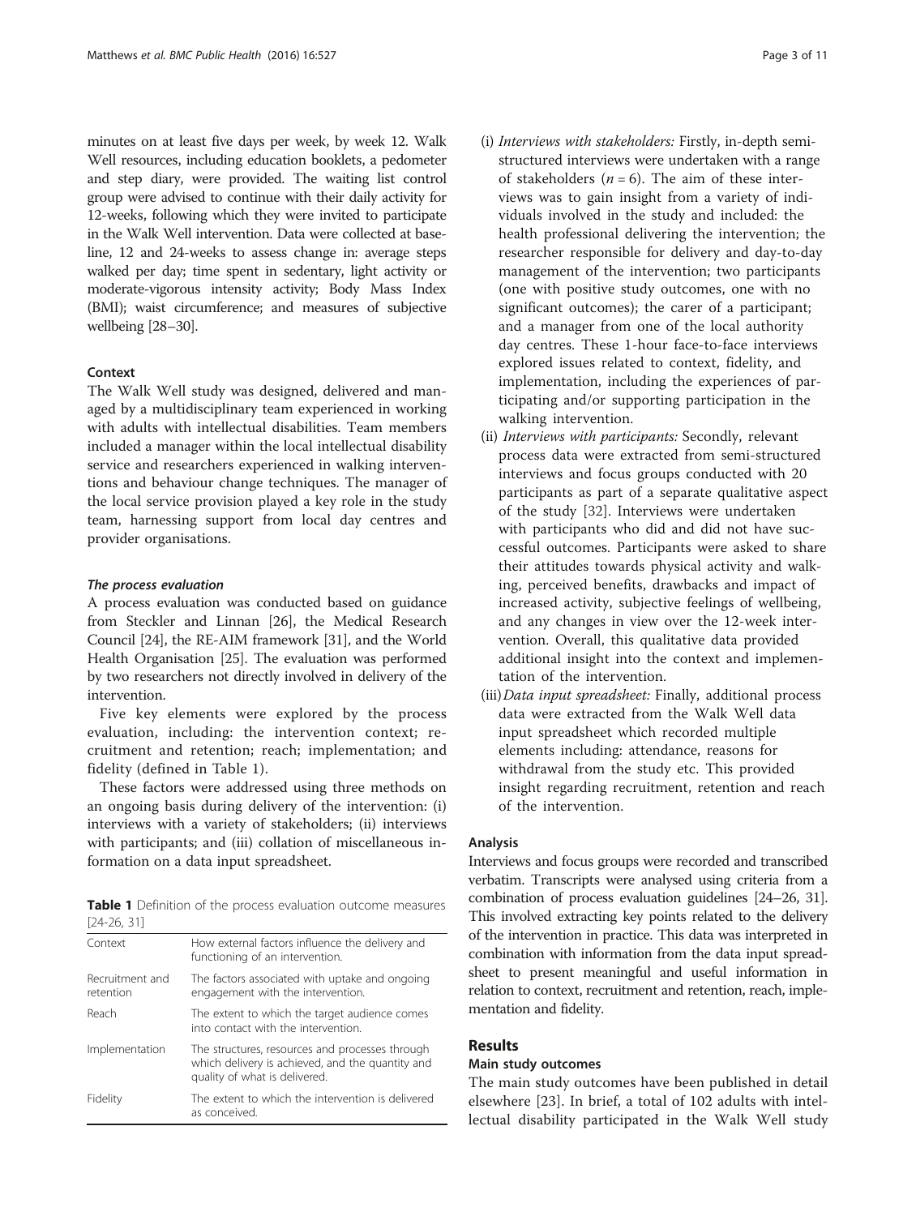minutes on at least five days per week, by week 12. Walk Well resources, including education booklets, a pedometer and step diary, were provided. The waiting list control group were advised to continue with their daily activity for 12-weeks, following which they were invited to participate in the Walk Well intervention. Data were collected at baseline, 12 and 24-weeks to assess change in: average steps walked per day; time spent in sedentary, light activity or moderate-vigorous intensity activity; Body Mass Index (BMI); waist circumference; and measures of subjective wellbeing [28–30].

### Context

The Walk Well study was designed, delivered and managed by a multidisciplinary team experienced in working with adults with intellectual disabilities. Team members included a manager within the local intellectual disability service and researchers experienced in walking interventions and behaviour change techniques. The manager of the local service provision played a key role in the study team, harnessing support from local day centres and provider organisations.

#### *The process evaluation*

A process evaluation was conducted based on guidance from Steckler and Linnan [26], the Medical Research Council [24], the RE-AIM framework [31], and the World Health Organisation [25]. The evaluation was performed by two researchers not directly involved in delivery of the intervention.

Five key elements were explored by the process evaluation, including: the intervention context; recruitment and retention; reach; implementation; and fidelity (defined in Table 1).

These factors were addressed using three methods on an ongoing basis during delivery of the intervention: (i) interviews with a variety of stakeholders; (ii) interviews with participants; and (iii) collation of miscellaneous information on a data input spreadsheet.

**Table 1** Definition of the process evaluation outcome measures [24-26, 31]

| | |
|---|---|
| Context | How external factors influence the delivery and functioning of an intervention. |
| Recruitment and retention | The factors associated with uptake and ongoing engagement with the intervention. |
| Reach | The extent to which the target audience comes into contact with the intervention. |
| Implementation | The structures, resources and processes through which delivery is achieved, and the quantity and quality of what is delivered. |
| Fidelity | The extent to which the intervention is delivered as conceived. |

(i) *Interviews with stakeholders:* Firstly, in-depth semi-structured interviews were undertaken with a range of stakeholders ($n = 6$). The aim of these interviews was to gain insight from a variety of individuals involved in the study and included: the health professional delivering the intervention; the researcher responsible for delivery and day-to-day management of the intervention; two participants (one with positive study outcomes, one with no significant outcomes); the carer of a participant; and a manager from one of the local authority day centres. These 1-hour face-to-face interviews explored issues related to context, fidelity, and implementation, including the experiences of participating and/or supporting participation in the walking intervention.

(ii) *Interviews with participants:* Secondly, relevant process data were extracted from semi-structured interviews and focus groups conducted with 20 participants as part of a separate qualitative aspect of the study [32]. Interviews were undertaken with participants who did and did not have successful outcomes. Participants were asked to share their attitudes towards physical activity and walking, perceived benefits, drawbacks and impact of increased activity, subjective feelings of wellbeing, and any changes in view over the 12-week intervention. Overall, this qualitative data provided additional insight into the context and implementation of the intervention.

(iii) *Data input spreadsheet:* Finally, additional process data were extracted from the Walk Well data input spreadsheet which recorded multiple elements including: attendance, reasons for withdrawal from the study etc. This provided insight regarding recruitment, retention and reach of the intervention.

### Analysis

Interviews and focus groups were recorded and transcribed verbatim. Transcripts were analysed using criteria from a combination of process evaluation guidelines [24–26, 31]. This involved extracting key points related to the delivery of the intervention in practice. This data was interpreted in combination with information from the data input spreadsheet to present meaningful and useful information in relation to context, recruitment and retention, reach, implementation and fidelity.

## Results

### Main study outcomes

The main study outcomes have been published in detail elsewhere [23]. In brief, a total of 102 adults with intellectual disability participated in the Walk Well study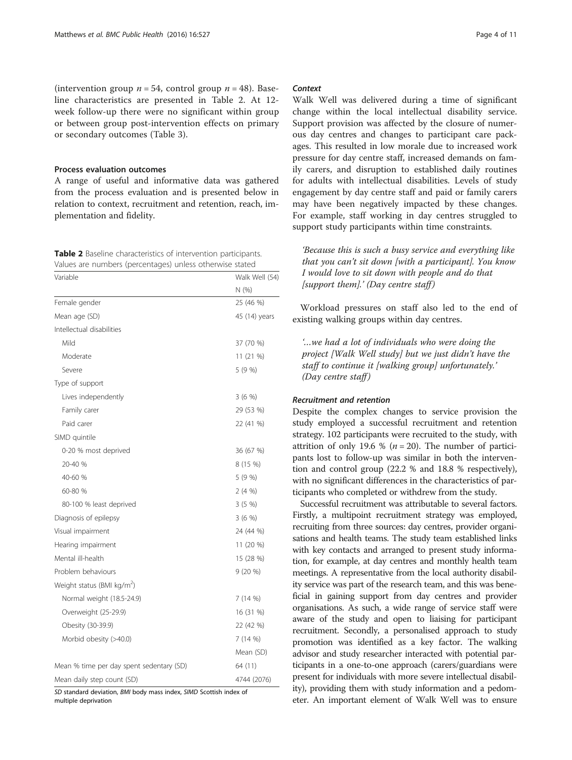(intervention group $n = 54$, control group $n = 48$). Baseline characteristics are presented in Table 2. At 12-week follow-up there were no significant within group or between group post-intervention effects on primary or secondary outcomes (Table 3).

### Process evaluation outcomes

A range of useful and informative data was gathered from the process evaluation and is presented below in relation to context, recruitment and retention, reach, implementation and fidelity.

**Table 2** Baseline characteristics of intervention participants. Values are numbers (percentages) unless otherwise stated

| Variable | Walk Well (54) |
|---|---|
| | N (%) |
| Female gender | 25 (46 %) |
| Mean age (SD) | 45 (14) years |
| Intellectual disabilities | |
| Mild | 37 (70 %) |
| Moderate | 11 (21 %) |
| Severe | 5 (9 %) |
| Type of support | |
| Lives independently | 3 (6 %) |
| Family carer | 29 (53 %) |
| Paid carer | 22 (41 %) |
| SIMD quintile | |
| 0-20 % most deprived | 36 (67 %) |
| 20-40 % | 8 (15 %) |
| 40-60 % | 5 (9 %) |
| 60-80 % | 2 (4 %) |
| 80-100 % least deprived | 3 (5 %) |
| Diagnosis of epilepsy | 3 (6 %) |
| Visual impairment | 24 (44 %) |
| Hearing impairment | 11 (20 %) |
| Mental ill-health | 15 (28 %) |
| Problem behaviours | 9 (20 %) |
| Weight status (BMI kg/m$^2$) | |
| Normal weight (18.5-24.9) | 7 (14 %) |
| Overweight (25-29.9) | 16 (31 %) |
| Obesity (30-39.9) | 22 (42 %) |
| Morbid obesity (>40.0) | 7 (14 %) |
| | Mean (SD) |
| Mean % time per day spent sedentary (SD) | 64 (11) |
| Mean daily step count (SD) | 4744 (2076) |

*SD* standard deviation, *BMI* body mass index, *SIMD* Scottish index of multiple deprivation

#### *Context*

Walk Well was delivered during a time of significant change within the local intellectual disability service. Support provision was affected by the closure of numerous day centres and changes to participant care packages. This resulted in low morale due to increased work pressure for day centre staff, increased demands on family carers, and disruption to established daily routines for adults with intellectual disabilities. Levels of study engagement by day centre staff and paid or family carers may have been negatively impacted by these changes. For example, staff working in day centres struggled to support study participants within time constraints.

> *'Because this is such a busy service and everything like that you can't sit down [with a participant]. You know I would love to sit down with people and do that [support them].' (Day centre staff)*

Workload pressures on staff also led to the end of existing walking groups within day centres.

> *'...we had a lot of individuals who were doing the project [Walk Well study] but we just didn't have the staff to continue it [walking group] unfortunately.' (Day centre staff)*

#### *Recruitment and retention*

Despite the complex changes to service provision the study employed a successful recruitment and retention strategy. 102 participants were recruited to the study, with attrition of only 19.6 % ($n = 20$). The number of participants lost to follow-up was similar in both the intervention and control group (22.2 % and 18.8 % respectively), with no significant differences in the characteristics of participants who completed or withdrew from the study.

Successful recruitment was attributable to several factors. Firstly, a multipoint recruitment strategy was employed, recruiting from three sources: day centres, provider organisations and health teams. The study team established links with key contacts and arranged to present study information, for example, at day centres and monthly health team meetings. A representative from the local authority disability service was part of the research team, and this was beneficial in gaining support from day centres and provider organisations. As such, a wide range of service staff were aware of the study and open to liaising for participant recruitment. Secondly, a personalised approach to study promotion was identified as a key factor. The walking advisor and study researcher interacted with potential participants in a one-to-one approach (carers/guardians were present for individuals with more severe intellectual disability), providing them with study information and a pedometer. An important element of Walk Well was to ensure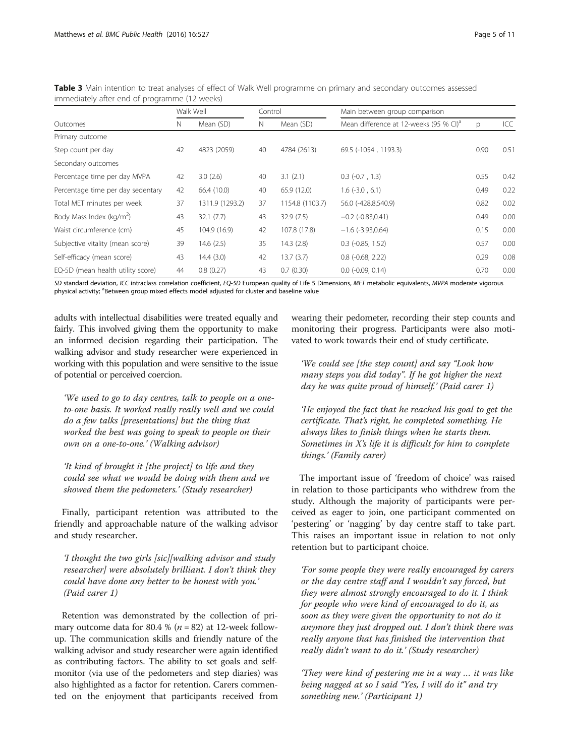**Table 3** Main intention to treat analyses of effect of Walk Well programme on primary and secondary outcomes assessed immediately after end of programme (12 weeks)

| | Walk Well | | Control | | Main between group comparison | | |
|---|---|---|---|---|---|---|---|
| Outcomes | N | Mean (SD) | N | Mean (SD) | Mean difference at 12-weeks (95 % CI)[a] | p | ICC |
| Primary outcome | | | | | | | |
| Step count per day | 42 | 4823 (2059) | 40 | 4784 (2613) | 69.5 (-1054 , 1193.3) | 0.90 | 0.51 |
| Secondary outcomes | | | | | | | |
| Percentage time per day MVPA | 42 | 3.0 (2.6) | 40 | 3.1 (2.1) | 0.3 (-0.7 , 1.3) | 0.55 | 0.42 |
| Percentage time per day sedentary | 42 | 66.4 (10.0) | 40 | 65.9 (12.0) | 1.6 (-3.0 , 6.1) | 0.49 | 0.22 |
| Total MET minutes per week | 37 | 1311.9 (1293.2) | 37 | 1154.8 (1103.7) | 56.0 (-428.8,540.9) | 0.82 | 0.02 |
| Body Mass Index (kg/m$^2$) | 43 | 32.1 (7.7) | 43 | 32.9 (7.5) | −0.2 (-0.83,0.41) | 0.49 | 0.00 |
| Waist circumference (cm) | 45 | 104.9 (16.9) | 42 | 107.8 (17.8) | −1.6 (-3.93,0.64) | 0.15 | 0.00 |
| Subjective vitality (mean score) | 39 | 14.6 (2.5) | 35 | 14.3 (2.8) | 0.3 (-0.85, 1.52) | 0.57 | 0.00 |
| Self-efficacy (mean score) | 43 | 14.4 (3.0) | 42 | 13.7 (3.7) | 0.8 (-0.68, 2.22) | 0.29 | 0.08 |
| EQ-5D (mean health utility score) | 44 | 0.8 (0.27) | 43 | 0.7 (0.30) | 0.0 (-0.09, 0.14) | 0.70 | 0.00 |

*SD* standard deviation, *ICC* intraclass correlation coefficient, *EQ-5D* European quality of Life 5 Dimensions, *MET* metabolic equivalents, *MVPA* moderate vigorous physical activity; [a]Between group mixed effects model adjusted for cluster and baseline value

adults with intellectual disabilities were treated equally and fairly. This involved giving them the opportunity to make an informed decision regarding their participation. The walking advisor and study researcher were experienced in working with this population and were sensitive to the issue of potential or perceived coercion.

> *'We used to go to day centres, talk to people on a one-to-one basis. It worked really really well and we could do a few talks [presentations] but the thing that worked the best was going to speak to people on their own on a one-to-one.' (Walking advisor)*

> *'It kind of brought it [the project] to life and they could see what we would be doing with them and we showed them the pedometers.' (Study researcher)*

Finally, participant retention was attributed to the friendly and approachable nature of the walking advisor and study researcher.

> *'I thought the two girls [sic][walking advisor and study researcher] were absolutely brilliant. I don't think they could have done any better to be honest with you.' (Paid carer 1)*

Retention was demonstrated by the collection of primary outcome data for 80.4 % ($n = 82$) at 12-week follow-up. The communication skills and friendly nature of the walking advisor and study researcher were again identified as contributing factors. The ability to set goals and self-monitor (via use of the pedometers and step diaries) was also highlighted as a factor for retention. Carers commented on the enjoyment that participants received from wearing their pedometer, recording their step counts and monitoring their progress. Participants were also motivated to work towards their end of study certificate.

> *'We could see [the step count] and say "Look how many steps you did today". If he got higher the next day he was quite proud of himself.' (Paid carer 1)*

> *'He enjoyed the fact that he reached his goal to get the certificate. That's right, he completed something. He always likes to finish things when he starts them. Sometimes in X's life it is difficult for him to complete things.' (Family carer)*

The important issue of 'freedom of choice' was raised in relation to those participants who withdrew from the study. Although the majority of participants were perceived as eager to join, one participant commented on 'pestering' or 'nagging' by day centre staff to take part. This raises an important issue in relation to not only retention but to participant choice.

> *'For some people they were really encouraged by carers or the day centre staff and I wouldn't say forced, but they were almost strongly encouraged to do it. I think for people who were kind of encouraged to do it, as soon as they were given the opportunity to not do it anymore they just dropped out. I don't think there was really anyone that has finished the intervention that really didn't want to do it.' (Study researcher)*

> *'They were kind of pestering me in a way … it was like being nagged at so I said "Yes, I will do it" and try something new.' (Participant 1)*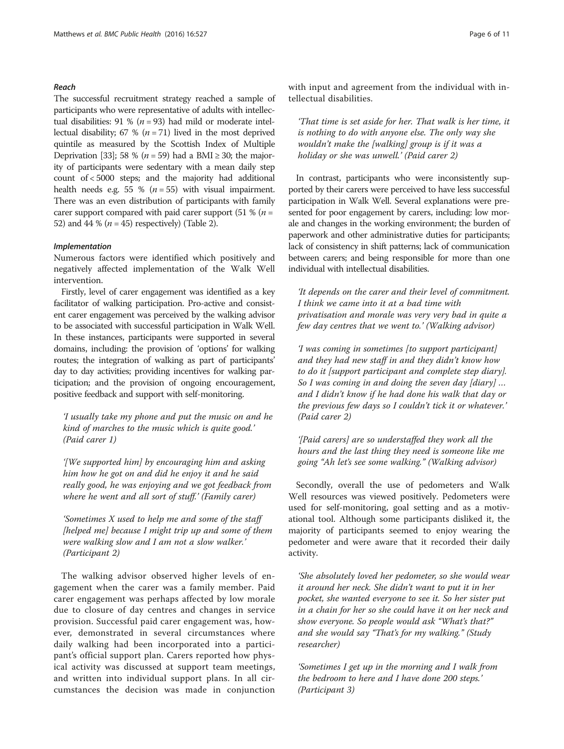#### *Reach*

The successful recruitment strategy reached a sample of participants who were representative of adults with intellectual disabilities: 91 % ($n = 93$) had mild or moderate intellectual disability; 67 % ($n = 71$) lived in the most deprived quintile as measured by the Scottish Index of Multiple Deprivation [33]; 58 % ($n = 59$) had a BMI ≥ 30; the majority of participants were sedentary with a mean daily step count of < 5000 steps; and the majority had additional health needs e.g. 55 % ($n = 55$) with visual impairment. There was an even distribution of participants with family carer support compared with paid carer support (51 % ($n = 52$) and 44 % ($n = 45$) respectively) (Table 2).

#### *Implementation*

Numerous factors were identified which positively and negatively affected implementation of the Walk Well intervention.

Firstly, level of carer engagement was identified as a key facilitator of walking participation. Pro-active and consistent carer engagement was perceived by the walking advisor to be associated with successful participation in Walk Well. In these instances, participants were supported in several domains, including: the provision of 'options' for walking routes; the integration of walking as part of participants' day to day activities; providing incentives for walking participation; and the provision of ongoing encouragement, positive feedback and support with self-monitoring.

> *'I usually take my phone and put the music on and he kind of marches to the music which is quite good.' (Paid carer 1)*

> *'[We supported him] by encouraging him and asking him how he got on and did he enjoy it and he said really good, he was enjoying and we got feedback from where he went and all sort of stuff.' (Family carer)*

> *'Sometimes X used to help me and some of the staff [helped me] because I might trip up and some of them were walking slow and I am not a slow walker.' (Participant 2)*

The walking advisor observed higher levels of engagement when the carer was a family member. Paid carer engagement was perhaps affected by low morale due to closure of day centres and changes in service provision. Successful paid carer engagement was, however, demonstrated in several circumstances where daily walking had been incorporated into a participant's official support plan. Carers reported how physical activity was discussed at support team meetings, and written into individual support plans. In all circumstances the decision was made in conjunction with input and agreement from the individual with intellectual disabilities.

> *'That time is set aside for her. That walk is her time, it is nothing to do with anyone else. The only way she wouldn't make the [walking] group is if it was a holiday or she was unwell.' (Paid carer 2)*

In contrast, participants who were inconsistently supported by their carers were perceived to have less successful participation in Walk Well. Several explanations were presented for poor engagement by carers, including: low morale and changes in the working environment; the burden of paperwork and other administrative duties for participants; lack of consistency in shift patterns; lack of communication between carers; and being responsible for more than one individual with intellectual disabilities.

> *'It depends on the carer and their level of commitment. I think we came into it at a bad time with privatisation and morale was very very bad in quite a few day centres that we went to.' (Walking advisor)*

> *'I was coming in sometimes [to support participant] and they had new staff in and they didn't know how to do it [support participant and complete step diary]. So I was coming in and doing the seven day [diary] … and I didn't know if he had done his walk that day or the previous few days so I couldn't tick it or whatever.' (Paid carer 2)*

> *'[Paid carers] are so understaffed they work all the hours and the last thing they need is someone like me going "Ah let's see some walking." (Walking advisor)*

Secondly, overall the use of pedometers and Walk Well resources was viewed positively. Pedometers were used for self-monitoring, goal setting and as a motivational tool. Although some participants disliked it, the majority of participants seemed to enjoy wearing the pedometer and were aware that it recorded their daily activity.

> *'She absolutely loved her pedometer, so she would wear it around her neck. She didn't want to put it in her pocket, she wanted everyone to see it. So her sister put in a chain for her so she could have it on her neck and show everyone. So people would ask "What's that?" and she would say "That's for my walking." (Study researcher)*

> *'Sometimes I get up in the morning and I walk from the bedroom to here and I have done 200 steps.' (Participant 3)*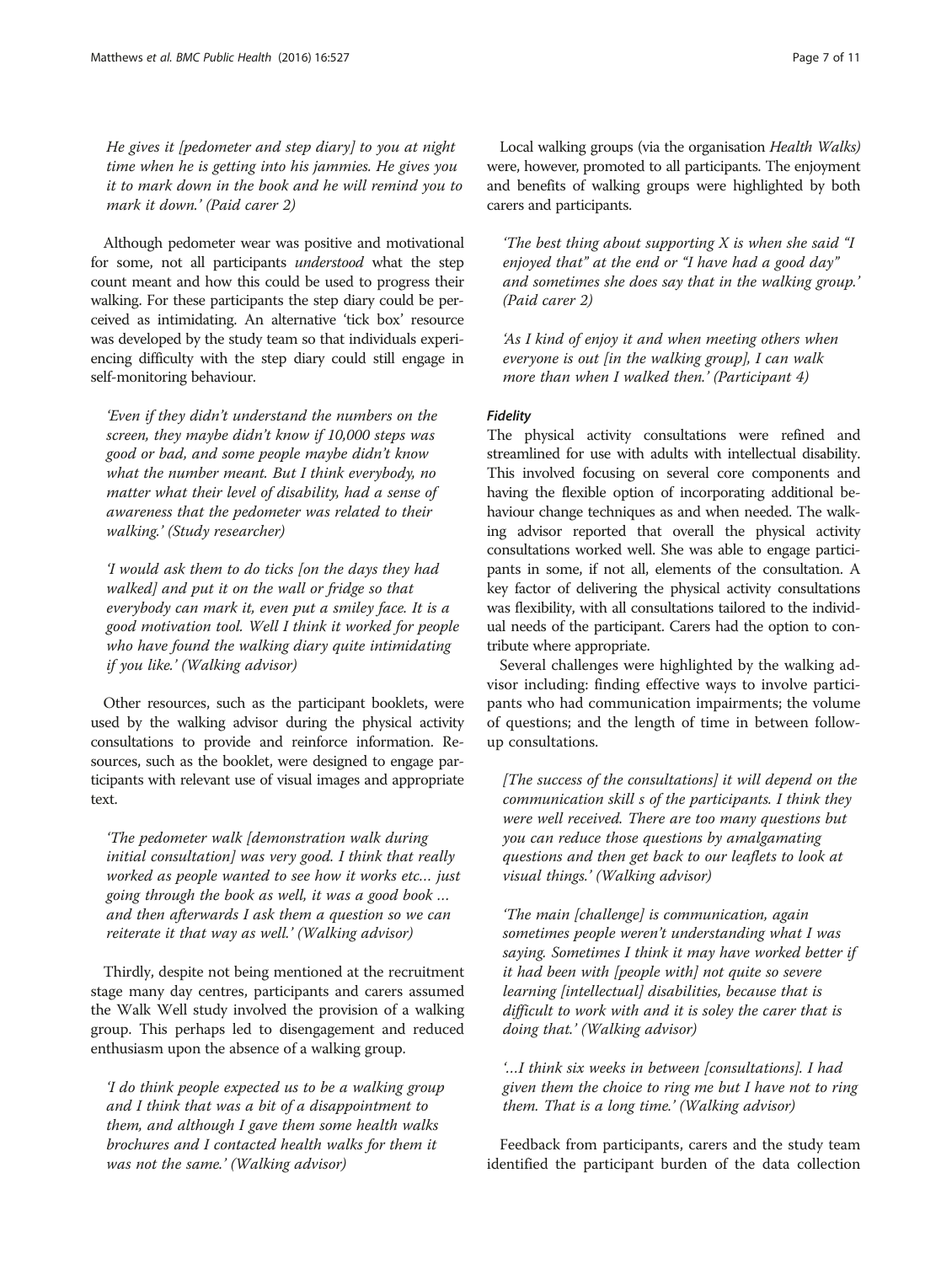*He gives it [pedometer and step diary] to you at night time when he is getting into his jammies. He gives you it to mark down in the book and he will remind you to mark it down.' (Paid carer 2)*

Although pedometer wear was positive and motivational for some, not all participants *understood* what the step count meant and how this could be used to progress their walking. For these participants the step diary could be perceived as intimidating. An alternative 'tick box' resource was developed by the study team so that individuals experiencing difficulty with the step diary could still engage in self-monitoring behaviour.

*'Even if they didn't understand the numbers on the screen, they maybe didn't know if 10,000 steps was good or bad, and some people maybe didn't know what the number meant. But I think everybody, no matter what their level of disability, had a sense of awareness that the pedometer was related to their walking.' (Study researcher)*

*'I would ask them to do ticks [on the days they had walked] and put it on the wall or fridge so that everybody can mark it, even put a smiley face. It is a good motivation tool. Well I think it worked for people who have found the walking diary quite intimidating if you like.' (Walking advisor)*

Other resources, such as the participant booklets, were used by the walking advisor during the physical activity consultations to provide and reinforce information. Resources, such as the booklet, were designed to engage participants with relevant use of visual images and appropriate text.

*'The pedometer walk [demonstration walk during initial consultation] was very good. I think that really worked as people wanted to see how it works etc… just going through the book as well, it was a good book … and then afterwards I ask them a question so we can reiterate it that way as well.' (Walking advisor)*

Thirdly, despite not being mentioned at the recruitment stage many day centres, participants and carers assumed the Walk Well study involved the provision of a walking group. This perhaps led to disengagement and reduced enthusiasm upon the absence of a walking group.

*'I do think people expected us to be a walking group and I think that was a bit of a disappointment to them, and although I gave them some health walks brochures and I contacted health walks for them it was not the same.' (Walking advisor)*

Local walking groups (via the organisation *Health Walks*) were, however, promoted to all participants. The enjoyment and benefits of walking groups were highlighted by both carers and participants.

*'The best thing about supporting X is when she said "I enjoyed that" at the end or "I have had a good day" and sometimes she does say that in the walking group.' (Paid carer 2)*

*'As I kind of enjoy it and when meeting others when everyone is out [in the walking group], I can walk more than when I walked then.' (Participant 4)*

#### Fidelity

The physical activity consultations were refined and streamlined for use with adults with intellectual disability. This involved focusing on several core components and having the flexible option of incorporating additional behaviour change techniques as and when needed. The walking advisor reported that overall the physical activity consultations worked well. She was able to engage participants in some, if not all, elements of the consultation. A key factor of delivering the physical activity consultations was flexibility, with all consultations tailored to the individual needs of the participant. Carers had the option to contribute where appropriate.

Several challenges were highlighted by the walking advisor including: finding effective ways to involve participants who had communication impairments; the volume of questions; and the length of time in between follow-up consultations.

*[The success of the consultations] it will depend on the communication skill s of the participants. I think they were well received. There are too many questions but you can reduce those questions by amalgamating questions and then get back to our leaflets to look at visual things.' (Walking advisor)*

*'The main [challenge] is communication, again sometimes people weren't understanding what I was saying. Sometimes I think it may have worked better if it had been with [people with] not quite so severe learning [intellectual] disabilities, because that is difficult to work with and it is soley the carer that is doing that.' (Walking advisor)*

*'…I think six weeks in between [consultations]. I had given them the choice to ring me but I have not to ring them. That is a long time.' (Walking advisor)*

Feedback from participants, carers and the study team identified the participant burden of the data collection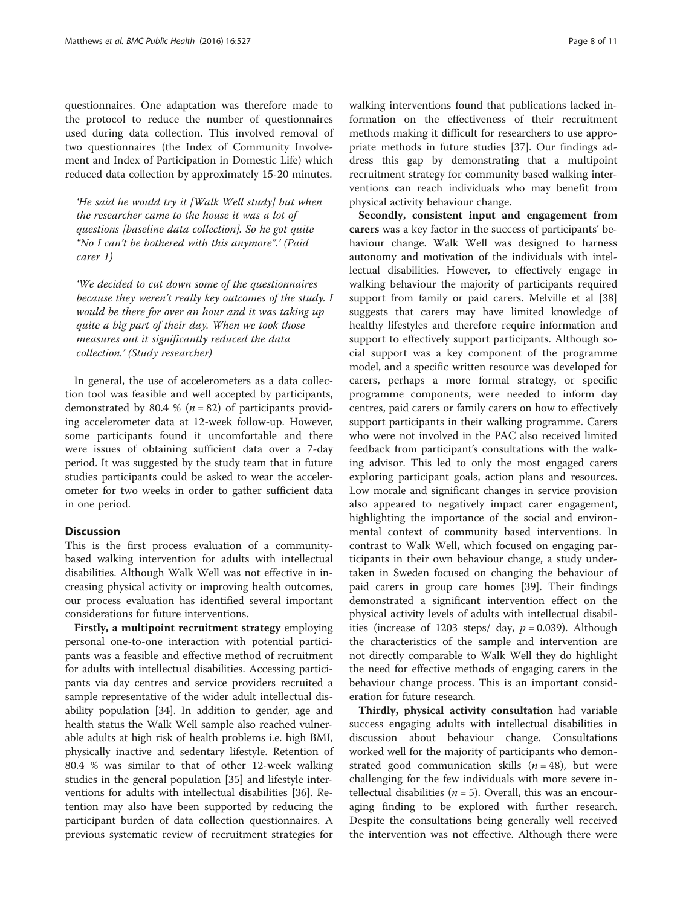questionnaires. One adaptation was therefore made to the protocol to reduce the number of questionnaires used during data collection. This involved removal of two questionnaires (the Index of Community Involvement and Index of Participation in Domestic Life) which reduced data collection by approximately 15-20 minutes.

> *'He said he would try it [Walk Well study] but when the researcher came to the house it was a lot of questions [baseline data collection]. So he got quite "No I can't be bothered with this anymore".' (Paid carer 1)*

> *'We decided to cut down some of the questionnaires because they weren't really key outcomes of the study. I would be there for over an hour and it was taking up quite a big part of their day. When we took those measures out it significantly reduced the data collection.' (Study researcher)*

In general, the use of accelerometers as a data collection tool was feasible and well accepted by participants, demonstrated by 80.4 % ($n = 82$) of participants providing accelerometer data at 12-week follow-up. However, some participants found it uncomfortable and there were issues of obtaining sufficient data over a 7-day period. It was suggested by the study team that in future studies participants could be asked to wear the accelerometer for two weeks in order to gather sufficient data in one period.

## Discussion

This is the first process evaluation of a community-based walking intervention for adults with intellectual disabilities. Although Walk Well was not effective in increasing physical activity or improving health outcomes, our process evaluation has identified several important considerations for future interventions.

Firstly, **a multipoint recruitment strategy** employing personal one-to-one interaction with potential participants was a feasible and effective method of recruitment for adults with intellectual disabilities. Accessing participants via day centres and service providers recruited a sample representative of the wider adult intellectual disability population [34]. In addition to gender, age and health status the Walk Well sample also reached vulnerable adults at high risk of health problems i.e. high BMI, physically inactive and sedentary lifestyle. Retention of 80.4 % was similar to that of other 12-week walking studies in the general population [35] and lifestyle interventions for adults with intellectual disabilities [36]. Retention may also have been supported by reducing the participant burden of data collection questionnaires. A previous systematic review of recruitment strategies for walking interventions found that publications lacked information on the effectiveness of their recruitment methods making it difficult for researchers to use appropriate methods in future studies [37]. Our findings address this gap by demonstrating that a multipoint recruitment strategy for community based walking interventions can reach individuals who may benefit from physical activity behaviour change.

Secondly, **consistent input and engagement from carers** was a key factor in the success of participants' behaviour change. Walk Well was designed to harness autonomy and motivation of the individuals with intellectual disabilities. However, to effectively engage in walking behaviour the majority of participants required support from family or paid carers. Melville et al [38] suggests that carers may have limited knowledge of healthy lifestyles and therefore require information and support to effectively support participants. Although social support was a key component of the programme model, and a specific written resource was developed for carers, perhaps a more formal strategy, or specific programme components, were needed to inform day centres, paid carers or family carers on how to effectively support participants in their walking programme. Carers who were not involved in the PAC also received limited feedback from participant's consultations with the walking advisor. This led to only the most engaged carers exploring participant goals, action plans and resources. Low morale and significant changes in service provision also appeared to negatively impact carer engagement, highlighting the importance of the social and environmental context of community based interventions. In contrast to Walk Well, which focused on engaging participants in their own behaviour change, a study undertaken in Sweden focused on changing the behaviour of paid carers in group care homes [39]. Their findings demonstrated a significant intervention effect on the physical activity levels of adults with intellectual disabilities (increase of 1203 steps/ day, $p = 0.039$). Although the characteristics of the sample and intervention are not directly comparable to Walk Well they do highlight the need for effective methods of engaging carers in the behaviour change process. This is an important consideration for future research.

Thirdly, **physical activity consultation** had variable success engaging adults with intellectual disabilities in discussion about behaviour change. Consultations worked well for the majority of participants who demonstrated good communication skills ($n = 48$), but were challenging for the few individuals with more severe intellectual disabilities ($n = 5$). Overall, this was an encouraging finding to be explored with further research. Despite the consultations being generally well received the intervention was not effective. Although there were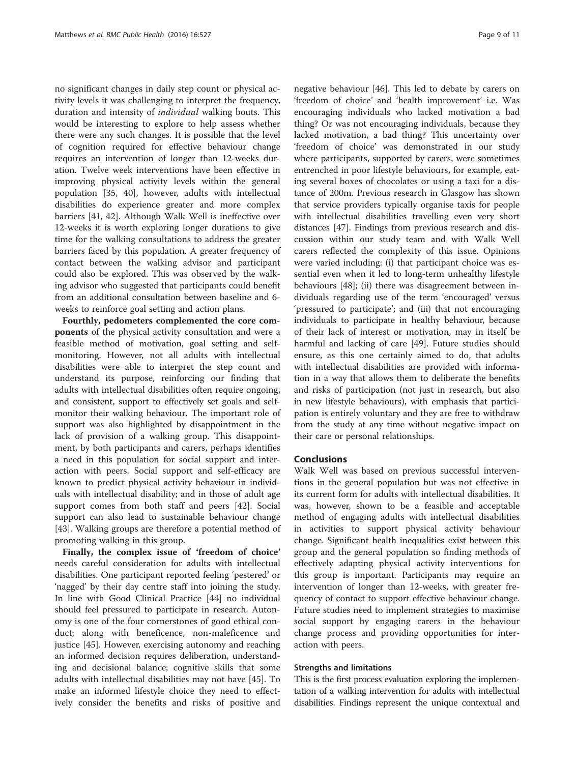no significant changes in daily step count or physical activity levels it was challenging to interpret the frequency, duration and intensity of *individual* walking bouts. This would be interesting to explore to help assess whether there were any such changes. It is possible that the level of cognition required for effective behaviour change requires an intervention of longer than 12-weeks duration. Twelve week interventions have been effective in improving physical activity levels within the general population [35, 40], however, adults with intellectual disabilities do experience greater and more complex barriers [41, 42]. Although Walk Well is ineffective over 12-weeks it is worth exploring longer durations to give time for the walking consultations to address the greater barriers faced by this population. A greater frequency of contact between the walking advisor and participant could also be explored. This was observed by the walking advisor who suggested that participants could benefit from an additional consultation between baseline and 6-weeks to reinforce goal setting and action plans.

**Fourthly, pedometers complemented the core components** of the physical activity consultation and were a feasible method of motivation, goal setting and self-monitoring. However, not all adults with intellectual disabilities were able to interpret the step count and understand its purpose, reinforcing our finding that adults with intellectual disabilities often require ongoing, and consistent, support to effectively set goals and self-monitor their walking behaviour. The important role of support was also highlighted by disappointment in the lack of provision of a walking group. This disappointment, by both participants and carers, perhaps identifies a need in this population for social support and interaction with peers. Social support and self-efficacy are known to predict physical activity behaviour in individuals with intellectual disability; and in those of adult age support comes from both staff and peers [42]. Social support can also lead to sustainable behaviour change [43]. Walking groups are therefore a potential method of promoting walking in this group.

**Finally, the complex issue of 'freedom of choice'** needs careful consideration for adults with intellectual disabilities. One participant reported feeling 'pestered' or 'nagged' by their day centre staff into joining the study. In line with Good Clinical Practice [44] no individual should feel pressured to participate in research. Autonomy is one of the four cornerstones of good ethical conduct; along with beneficence, non-maleficence and justice [45]. However, exercising autonomy and reaching an informed decision requires deliberation, understanding and decisional balance; cognitive skills that some adults with intellectual disabilities may not have [45]. To make an informed lifestyle choice they need to effectively consider the benefits and risks of positive and negative behaviour [46]. This led to debate by carers on 'freedom of choice' and 'health improvement' i.e. Was encouraging individuals who lacked motivation a bad thing? Or was not encouraging individuals, because they lacked motivation, a bad thing? This uncertainty over 'freedom of choice' was demonstrated in our study where participants, supported by carers, were sometimes entrenched in poor lifestyle behaviours, for example, eating several boxes of chocolates or using a taxi for a distance of 200m. Previous research in Glasgow has shown that service providers typically organise taxis for people with intellectual disabilities travelling even very short distances [47]. Findings from previous research and discussion within our study team and with Walk Well carers reflected the complexity of this issue. Opinions were varied including: (i) that participant choice was essential even when it led to long-term unhealthy lifestyle behaviours [48]; (ii) there was disagreement between individuals regarding use of the term 'encouraged' versus 'pressured to participate'; and (iii) that not encouraging individuals to participate in healthy behaviour, because of their lack of interest or motivation, may in itself be harmful and lacking of care [49]. Future studies should ensure, as this one certainly aimed to do, that adults with intellectual disabilities are provided with information in a way that allows them to deliberate the benefits and risks of participation (not just in research, but also in new lifestyle behaviours), with emphasis that participation is entirely voluntary and they are free to withdraw from the study at any time without negative impact on their care or personal relationships.

## Conclusions

Walk Well was based on previous successful interventions in the general population but was not effective in its current form for adults with intellectual disabilities. It was, however, shown to be a feasible and acceptable method of engaging adults with intellectual disabilities in activities to support physical activity behaviour change. Significant health inequalities exist between this group and the general population so finding methods of effectively adapting physical activity interventions for this group is important. Participants may require an intervention of longer than 12-weeks, with greater frequency of contact to support effective behaviour change. Future studies need to implement strategies to maximise social support by engaging carers in the behaviour change process and providing opportunities for interaction with peers.

### Strengths and limitations

This is the first process evaluation exploring the implementation of a walking intervention for adults with intellectual disabilities. Findings represent the unique contextual and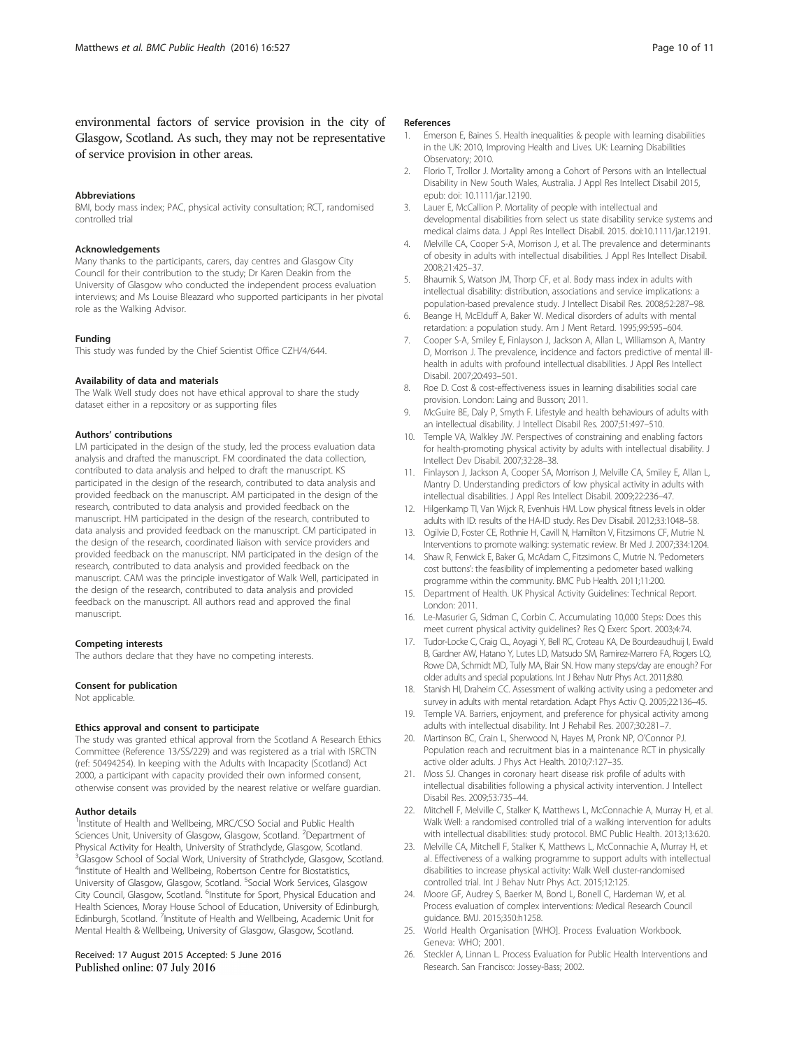environmental factors of service provision in the city of Glasgow, Scotland. As such, they may not be representative of service provision in other areas.

#### Abbreviations

BMI, body mass index; PAC, physical activity consultation; RCT, randomised controlled trial

#### Acknowledgements

Many thanks to the participants, carers, day centres and Glasgow City Council for their contribution to the study; Dr Karen Deakin from the University of Glasgow who conducted the independent process evaluation interviews; and Ms Louise Bleazard who supported participants in her pivotal role as the Walking Advisor.

#### Funding

This study was funded by the Chief Scientist Office CZH/4/644.

#### Availability of data and materials

The Walk Well study does not have ethical approval to share the study dataset either in a repository or as supporting files

#### Authors' contributions

LM participated in the design of the study, led the process evaluation data analysis and drafted the manuscript. FM coordinated the data collection, contributed to data analysis and helped to draft the manuscript. KS participated in the design of the research, contributed to data analysis and provided feedback on the manuscript. AM participated in the design of the research, contributed to data analysis and provided feedback on the manuscript. HM participated in the design of the research, contributed to data analysis and provided feedback on the manuscript. CM participated in the design of the research, coordinated liaison with service providers and provided feedback on the manuscript. NM participated in the design of the research, contributed to data analysis and provided feedback on the manuscript. CAM was the principle investigator of Walk Well, participated in the design of the research, contributed to data analysis and provided feedback on the manuscript. All authors read and approved the final manuscript.

#### Competing interests

The authors declare that they have no competing interests.

#### Consent for publication

Not applicable.

#### Ethics approval and consent to participate

The study was granted ethical approval from the Scotland A Research Ethics Committee (Reference 13/SS/229) and was registered as a trial with ISRCTN (ref: 50494254). In keeping with the Adults with Incapacity (Scotland) Act 2000, a participant with capacity provided their own informed consent, otherwise consent was provided by the nearest relative or welfare guardian.

#### Author details

[1]Institute of Health and Wellbeing, MRC/CSO Social and Public Health Sciences Unit, University of Glasgow, Glasgow, Scotland. [2]Department of Physical Activity for Health, University of Strathclyde, Glasgow, Scotland. [3]Glasgow School of Social Work, University of Strathclyde, Glasgow, Scotland. [4]Institute of Health and Wellbeing, Robertson Centre for Biostatistics, University of Glasgow, Glasgow, Scotland. [5]Social Work Services, Glasgow City Council, Glasgow, Scotland. [6]Institute for Sport, Physical Education and Health Sciences, Moray House School of Education, University of Edinburgh, Edinburgh, Scotland. [7]Institute of Health and Wellbeing, Academic Unit for Mental Health & Wellbeing, University of Glasgow, Glasgow, Scotland.

Received: 17 August 2015 Accepted: 5 June 2016
Published online: 07 July 2016

#### References

1. Emerson E, Baines S. Health inequalities & people with learning disabilities in the UK: 2010, Improving Health and Lives. UK: Learning Disabilities Observatory; 2010.
2. Florio T, Trollor J. Mortality among a Cohort of Persons with an Intellectual Disability in New South Wales, Australia. J Appl Res Intellect Disabil 2015, epub: doi: 10.1111/jar.12190.
3. Lauer E, McCallion P. Mortality of people with intellectual and developmental disabilities from select us state disability service systems and medical claims data. J Appl Res Intellect Disabil. 2015. doi:10.1111/jar.12191.
4. Melville CA, Cooper S-A, Morrison J, et al. The prevalence and determinants of obesity in adults with intellectual disabilities. J Appl Res Intellect Disabil. 2008;21:425–37.
5. Bhaumik S, Watson JM, Thorp CF, et al. Body mass index in adults with intellectual disability: distribution, associations and service implications: a population-based prevalence study. J Intellect Disabil Res. 2008;52:287–98.
6. Beange H, McElduff A, Baker W. Medical disorders of adults with mental retardation: a population study. Am J Ment Retard. 1995;99:595–604.
7. Cooper S-A, Smiley E, Finlayson J, Jackson A, Allan L, Williamson A, Mantry D, Morrison J. The prevalence, incidence and factors predictive of mental ill-health in adults with profound intellectual disabilities. J Appl Res Intellect Disabil. 2007;20:493–501.
8. Roe D. Cost & cost-effectiveness issues in learning disabilities social care provision. London: Laing and Busson; 2011.
9. McGuire BE, Daly P, Smyth F. Lifestyle and health behaviours of adults with an intellectual disability. J Intellect Disabil Res. 2007;51:497–510.
10. Temple VA, Walkley JW. Perspectives of constraining and enabling factors for health-promoting physical activity by adults with intellectual disability. J Intellect Dev Disabil. 2007;32:28–38.
11. Finlayson J, Jackson A, Cooper SA, Morrison J, Melville CA, Smiley E, Allan L, Mantry D. Understanding predictors of low physical activity in adults with intellectual disabilities. J Appl Res Intellect Disabil. 2009;22:236–47.
12. Hilgenkamp TI, Van Wijck R, Evenhuis HM. Low physical fitness levels in older adults with ID: results of the HA-ID study. Res Dev Disabil. 2012;33:1048–58.
13. Ogilvie D, Foster CE, Rothnie H, Cavill N, Hamilton V, Fitzsimons CF, Mutrie N. Interventions to promote walking: systematic review. Br Med J. 2007;334:1204.
14. Shaw R, Fenwick E, Baker G, McAdam C, Fitzsimons C, Mutrie N. 'Pedometers cost buttons': the feasibility of implementing a pedometer based walking programme within the community. BMC Pub Health. 2011;11:200.
15. Department of Health. UK Physical Activity Guidelines: Technical Report. London: 2011.
16. Le-Masurier G, Sidman C, Corbin C. Accumulating 10,000 Steps: Does this meet current physical activity guidelines? Res Q Exerc Sport. 2003;4:74.
17. Tudor-Locke C, Craig CL, Aoyagi Y, Bell RC, Croteau KA, De Bourdeaudhuij I, Ewald B, Gardner AW, Hatano Y, Lutes LD, Matsudo SM, Ramirez-Marrero FA, Rogers LQ, Rowe DA, Schmidt MD, Tully MA, Blair SN. How many steps/day are enough? For older adults and special populations. Int J Behav Nutr Phys Act. 2011;8:80.
18. Stanish HI, Draheim CC. Assessment of walking activity using a pedometer and survey in adults with mental retardation. Adapt Phys Activ Q. 2005;22:136–45.
19. Temple VA. Barriers, enjoyment, and preference for physical activity among adults with intellectual disability. Int J Rehabil Res. 2007;30:281–7.
20. Martinson BC, Crain L, Sherwood N, Hayes M, Pronk NP, O'Connor PJ. Population reach and recruitment bias in a maintenance RCT in physically active older adults. J Phys Act Health. 2010;7:127–35.
21. Moss SJ. Changes in coronary heart disease risk profile of adults with intellectual disabilities following a physical activity intervention. J Intellect Disabil Res. 2009;53:735–44.
22. Mitchell F, Melville C, Stalker K, Matthews L, McConnachie A, Murray H, et al. Walk Well: a randomised controlled trial of a walking intervention for adults with intellectual disabilities: study protocol. BMC Public Health. 2013;13:620.
23. Melville CA, Mitchell F, Stalker K, Matthews L, McConnachie A, Murray H, et al. Effectiveness of a walking programme to support adults with intellectual disabilities to increase physical activity: Walk Well cluster-randomised controlled trial. Int J Behav Nutr Phys Act. 2015;12:125.
24. Moore GF, Audrey S, Baerker M, Bond L, Bonell C, Hardeman W, et al. Process evaluation of complex interventions: Medical Research Council guidance. BMJ. 2015;350:h1258.
25. World Health Organisation [WHO]. Process Evaluation Workbook. Geneva: WHO; 2001.
26. Steckler A, Linnan L. Process Evaluation for Public Health Interventions and Research. San Francisco: Jossey-Bass; 2002.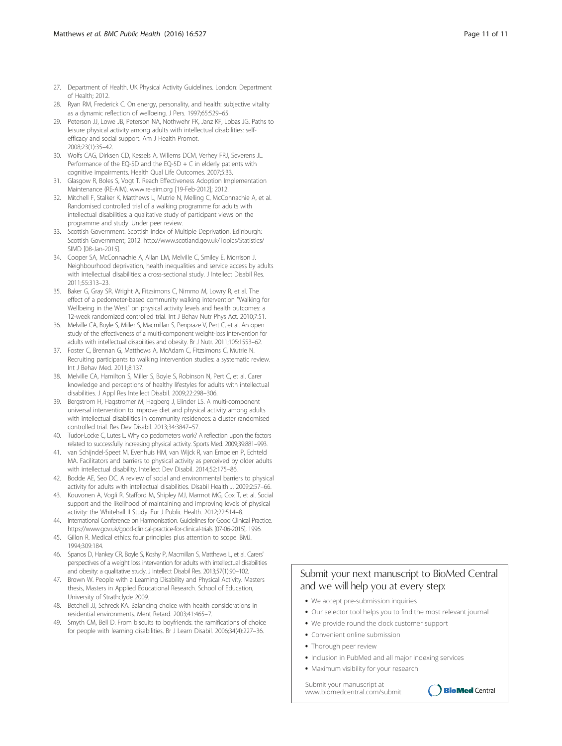27. Department of Health. UK Physical Activity Guidelines. London: Department of Health; 2012.
28. Ryan RM, Frederick C. On energy, personality, and health: subjective vitality as a dynamic reflection of wellbeing. J Pers. 1997;65:529–65.
29. Peterson JJ, Lowe JB, Peterson NA, Nothwehr FK, Janz KF, Lobas JG. Paths to leisure physical activity among adults with intellectual disabilities: self-efficacy and social support. Am J Health Promot. 2008;23(1):35–42.
30. Wolfs CAG, Dirksen CD, Kessels A, Willems DCM, Verhey FRJ, Severens JL. Performance of the EQ-5D and the EQ-5D + C in elderly patients with cognitive impairments. Health Qual Life Outcomes. 2007;5:33.
31. Glasgow R, Boles S, Vogt T. Reach Effectiveness Adoption Implementation Maintenance (RE-AIM). www.re-aim.org [19-Feb-2012]; 2012.
32. Mitchell F, Stalker K, Matthews L, Mutrie N, Melling C, McConnachie A, et al. Randomised controlled trial of a walking programme for adults with intellectual disabilities: a qualitative study of participant views on the programme and study. Under peer review.
33. Scottish Government. Scottish Index of Multiple Deprivation. Edinburgh: Scottish Government; 2012. http://www.scotland.gov.uk/Topics/Statistics/SIMD [08-Jan-2015].
34. Cooper SA, McConnachie A, Allan LM, Melville C, Smiley E, Morrison J. Neighbourhood deprivation, health inequalities and service access by adults with intellectual disabilities: a cross-sectional study. J Intellect Disabil Res. 2011;55:313–23.
35. Baker G, Gray SR, Wright A, Fitzsimons C, Nimmo M, Lowry R, et al. The effect of a pedometer-based community walking intervention "Walking for Wellbeing in the West" on physical activity levels and health outcomes: a 12-week randomized controlled trial. Int J Behav Nutr Phys Act. 2010;7:51.
36. Melville CA, Boyle S, Miller S, Macmillan S, Penpraze V, Pert C, et al. An open study of the effectiveness of a multi-component weight-loss intervention for adults with intellectual disabilities and obesity. Br J Nutr. 2011;105:1553–62.
37. Foster C, Brennan G, Matthews A, McAdam C, Fitzsimons C, Mutrie N. Recruiting participants to walking intervention studies: a systematic review. Int J Behav Med. 2011;8:137.
38. Melville CA, Hamilton S, Miller S, Boyle S, Robinson N, Pert C, et al. Carer knowledge and perceptions of healthy lifestyles for adults with intellectual disabilities. J Appl Res Intellect Disabil. 2009;22:298–306.
39. Bergstrom H, Hagstromer M, Hagberg J, Elinder LS. A multi-component universal intervention to improve diet and physical activity among adults with intellectual disabilities in community residences: a cluster randomised controlled trial. Res Dev Disabil. 2013;34:3847–57.
40. Tudor-Locke C, Lutes L. Why do pedometers work? A reflection upon the factors related to successfully increasing physical activity. Sports Med. 2009;39:881–993.
41. van Schijndel-Speet M, Evenhuis HM, van Wijck R, van Empelen P, Echteld MA. Facilitators and barriers to physical activity as perceived by older adults with intellectual disability. Intellect Dev Disabil. 2014;52:175–86.
42. Bodde AE, Seo DC. A review of social and environmental barriers to physical activity for adults with intellectual disabilities. Disabil Health J. 2009;2:57–66.
43. Kouvonen A, Vogli R, Stafford M, Shipley MJ, Marmot MG, Cox T, et al. Social support and the likelihood of maintaining and improving levels of physical activity: the Whitehall II Study. Eur J Public Health. 2012;22:514–8.
44. International Conference on Harmonisation. Guidelines for Good Clinical Practice. https://www.gov.uk/good-clinical-practice-for-clinical-trials [07-06-2015], 1996.
45. Gillon R. Medical ethics: four principles plus attention to scope. BMJ. 1994;309:184.
46. Spanos D, Hankey CR, Boyle S, Koshy P, Macmillan S, Matthews L, et al. Carers' perspectives of a weight loss intervention for adults with intellectual disabilities and obesity: a qualitative study. J Intellect Disabil Res. 2013;57(1):90–102.
47. Brown W. People with a Learning Disability and Physical Activity. Masters thesis, Masters in Applied Educational Research. School of Education, University of Strathclyde 2009.
48. Betchell JJ, Schreck KA. Balancing choice with health considerations in residential environments. Ment Retard. 2003;41:465–7.
49. Smyth CM, Bell D. From biscuits to boyfriends: the ramifications of choice for people with learning disabilities. Br J Learn Disabil. 2006;34(4):227–36.

Submit your next manuscript to BioMed Central and we will help you at every step:

- We accept pre-submission inquiries
- Our selector tool helps you to find the most relevant journal
- We provide round the clock customer support
- Convenient online submission
- Thorough peer review
- Inclusion in PubMed and all major indexing services
- Maximum visibility for your research

Submit your manuscript at www.biomedcentral.com/submit

BioMed Central